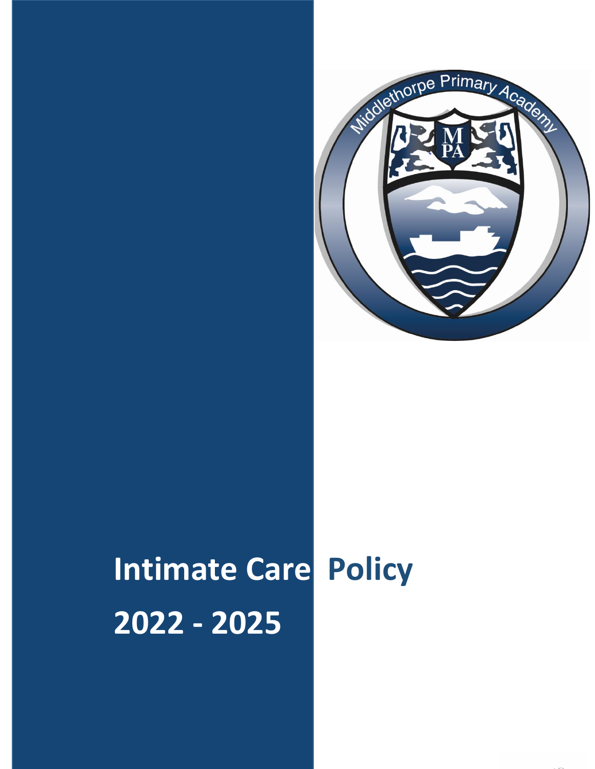# Intimate Care Policy 2022 - 2025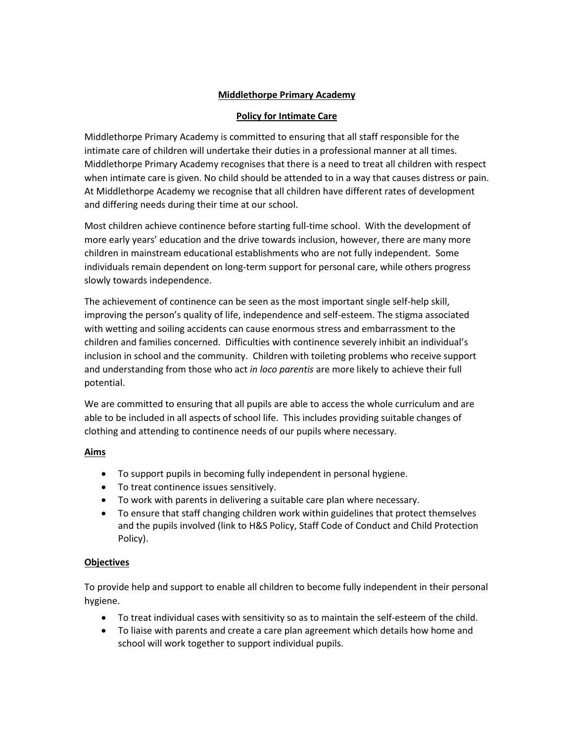**Middlethorpe Primary Academy**

**Policy for Intimate Care**

Middlethorpe Primary Academy is committed to ensuring that all staff responsible for the intimate care of children will undertake their duties in a professional manner at all times. Middlethorpe Primary Academy recognises that there is a need to treat all children with respect when intimate care is given. No child should be attended to in a way that causes distress or pain. At Middlethorpe Academy we recognise that all children have different rates of development and differing needs during their time at our school.

Most children achieve continence before starting full-time school. With the development of more early years' education and the drive towards inclusion, however, there are many more children in mainstream educational establishments who are not fully independent. Some individuals remain dependent on long-term support for personal care, while others progress slowly towards independence.

The achievement of continence can be seen as the most important single self-help skill, improving the person's quality of life, independence and self-esteem. The stigma associated with wetting and soiling accidents can cause enormous stress and embarrassment to the children and families concerned. Difficulties with continence severely inhibit an individual's inclusion in school and the community. Children with toileting problems who receive support and understanding from those who act *in loco parentis* are more likely to achieve their full potential.

We are committed to ensuring that all pupils are able to access the whole curriculum and are able to be included in all aspects of school life. This includes providing suitable changes of clothing and attending to continence needs of our pupils where necessary.

**Aims**

- To support pupils in becoming fully independent in personal hygiene.
- To treat continence issues sensitively.
- To work with parents in delivering a suitable care plan where necessary.
- To ensure that staff changing children work within guidelines that protect themselves and the pupils involved (link to H&S Policy, Staff Code of Conduct and Child Protection Policy).

**Objectives**

To provide help and support to enable all children to become fully independent in their personal hygiene.

- To treat individual cases with sensitivity so as to maintain the self-esteem of the child.
- To liaise with parents and create a care plan agreement which details how home and school will work together to support individual pupils.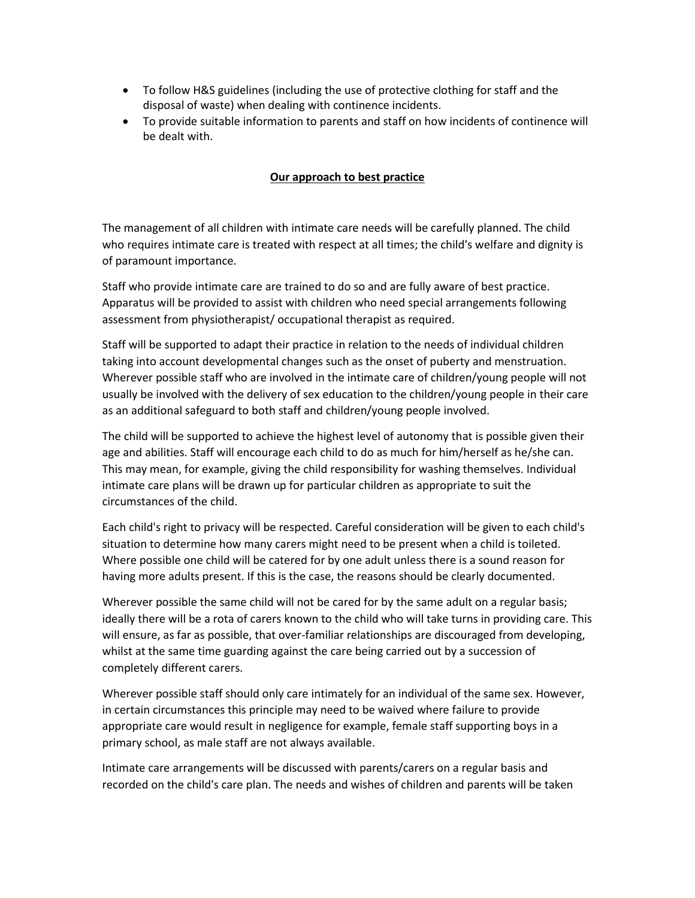- To follow H&S guidelines (including the use of protective clothing for staff and the disposal of waste) when dealing with continence incidents.
- To provide suitable information to parents and staff on how incidents of continence will be dealt with.

## Our approach to best practice

The management of all children with intimate care needs will be carefully planned. The child who requires intimate care is treated with respect at all times; the child's welfare and dignity is of paramount importance.

Staff who provide intimate care are trained to do so and are fully aware of best practice. Apparatus will be provided to assist with children who need special arrangements following assessment from physiotherapist/ occupational therapist as required.

Staff will be supported to adapt their practice in relation to the needs of individual children taking into account developmental changes such as the onset of puberty and menstruation. Wherever possible staff who are involved in the intimate care of children/young people will not usually be involved with the delivery of sex education to the children/young people in their care as an additional safeguard to both staff and children/young people involved.

The child will be supported to achieve the highest level of autonomy that is possible given their age and abilities. Staff will encourage each child to do as much for him/herself as he/she can. This may mean, for example, giving the child responsibility for washing themselves. Individual intimate care plans will be drawn up for particular children as appropriate to suit the circumstances of the child.

Each child's right to privacy will be respected. Careful consideration will be given to each child's situation to determine how many carers might need to be present when a child is toileted. Where possible one child will be catered for by one adult unless there is a sound reason for having more adults present. If this is the case, the reasons should be clearly documented.

Wherever possible the same child will not be cared for by the same adult on a regular basis; ideally there will be a rota of carers known to the child who will take turns in providing care. This will ensure, as far as possible, that over-familiar relationships are discouraged from developing, whilst at the same time guarding against the care being carried out by a succession of completely different carers.

Wherever possible staff should only care intimately for an individual of the same sex. However, in certain circumstances this principle may need to be waived where failure to provide appropriate care would result in negligence for example, female staff supporting boys in a primary school, as male staff are not always available.

Intimate care arrangements will be discussed with parents/carers on a regular basis and recorded on the child's care plan. The needs and wishes of children and parents will be taken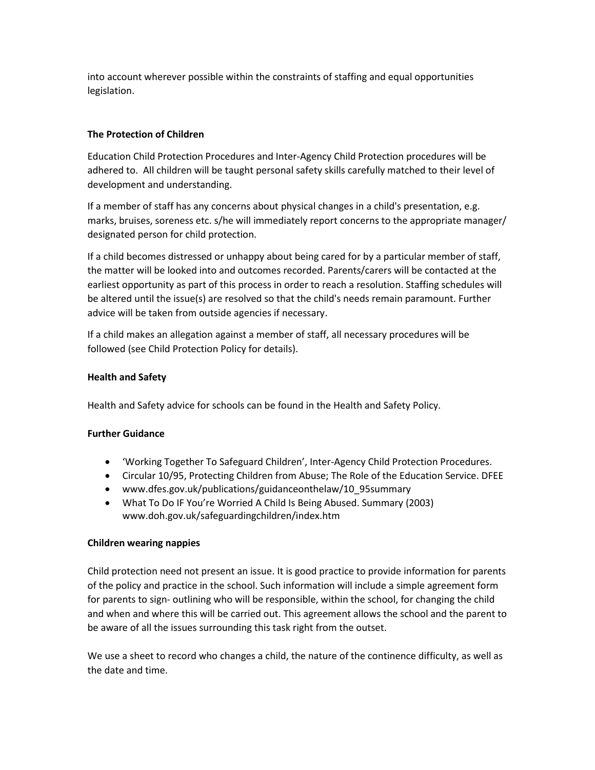into account wherever possible within the constraints of staffing and equal opportunities legislation.

**The Protection of Children**

Education Child Protection Procedures and Inter-Agency Child Protection procedures will be adhered to. All children will be taught personal safety skills carefully matched to their level of development and understanding.

If a member of staff has any concerns about physical changes in a child's presentation, e.g. marks, bruises, soreness etc. s/he will immediately report concerns to the appropriate manager/ designated person for child protection.

If a child becomes distressed or unhappy about being cared for by a particular member of staff, the matter will be looked into and outcomes recorded. Parents/carers will be contacted at the earliest opportunity as part of this process in order to reach a resolution. Staffing schedules will be altered until the issue(s) are resolved so that the child's needs remain paramount. Further advice will be taken from outside agencies if necessary.

If a child makes an allegation against a member of staff, all necessary procedures will be followed (see Child Protection Policy for details).

**Health and Safety**

Health and Safety advice for schools can be found in the Health and Safety Policy.

**Further Guidance**

- 'Working Together To Safeguard Children', Inter-Agency Child Protection Procedures.
- Circular 10/95, Protecting Children from Abuse; The Role of the Education Service. DFEE
- www.dfes.gov.uk/publications/guidanceonthelaw/10_95summary
- What To Do IF You're Worried A Child Is Being Abused. Summary (2003) www.doh.gov.uk/safeguardingchildren/index.htm

**Children wearing nappies**

Child protection need not present an issue. It is good practice to provide information for parents of the policy and practice in the school. Such information will include a simple agreement form for parents to sign- outlining who will be responsible, within the school, for changing the child and when and where this will be carried out. This agreement allows the school and the parent to be aware of all the issues surrounding this task right from the outset.

We use a sheet to record who changes a child, the nature of the continence difficulty, as well as the date and time.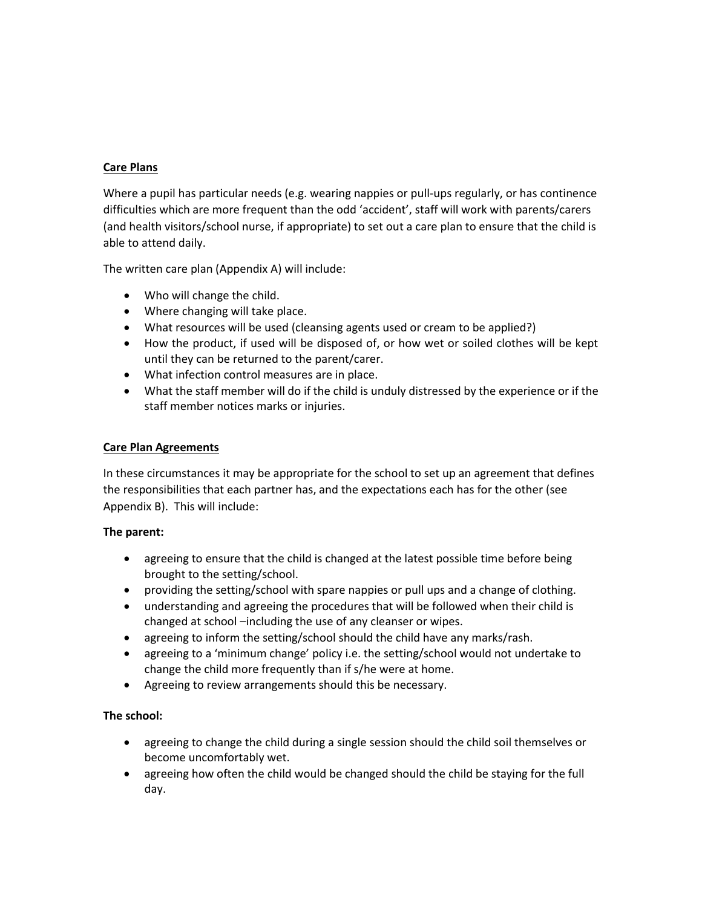## Care Plans

Where a pupil has particular needs (e.g. wearing nappies or pull-ups regularly, or has continence difficulties which are more frequent than the odd 'accident', staff will work with parents/carers (and health visitors/school nurse, if appropriate) to set out a care plan to ensure that the child is able to attend daily.

The written care plan (Appendix A) will include:

- Who will change the child.
- Where changing will take place.
- What resources will be used (cleansing agents used or cream to be applied?)
- How the product, if used will be disposed of, or how wet or soiled clothes will be kept until they can be returned to the parent/carer.
- What infection control measures are in place.
- What the staff member will do if the child is unduly distressed by the experience or if the staff member notices marks or injuries.

## Care Plan Agreements

In these circumstances it may be appropriate for the school to set up an agreement that defines the responsibilities that each partner has, and the expectations each has for the other (see Appendix B). This will include:

**The parent:**

- agreeing to ensure that the child is changed at the latest possible time before being brought to the setting/school.
- providing the setting/school with spare nappies or pull ups and a change of clothing.
- understanding and agreeing the procedures that will be followed when their child is changed at school –including the use of any cleanser or wipes.
- agreeing to inform the setting/school should the child have any marks/rash.
- agreeing to a 'minimum change' policy i.e. the setting/school would not undertake to change the child more frequently than if s/he were at home.
- Agreeing to review arrangements should this be necessary.

**The school:**

- agreeing to change the child during a single session should the child soil themselves or become uncomfortably wet.
- agreeing how often the child would be changed should the child be staying for the full day.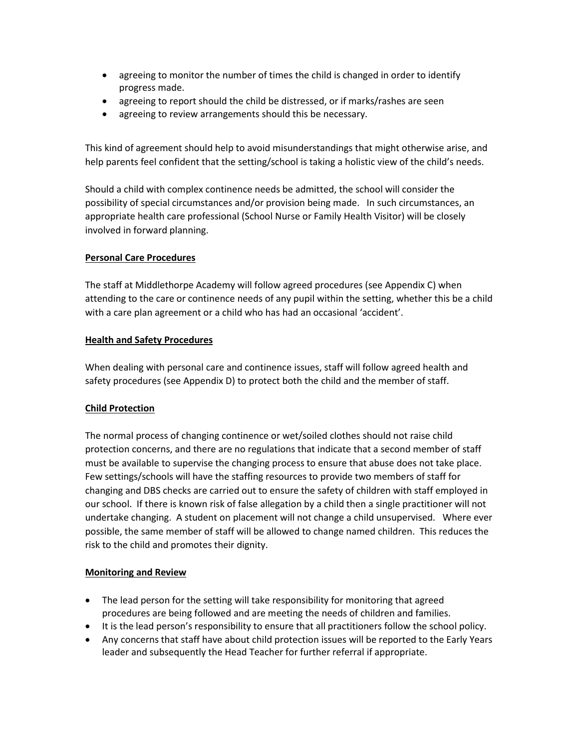- agreeing to monitor the number of times the child is changed in order to identify progress made.
- agreeing to report should the child be distressed, or if marks/rashes are seen
- agreeing to review arrangements should this be necessary.

This kind of agreement should help to avoid misunderstandings that might otherwise arise, and help parents feel confident that the setting/school is taking a holistic view of the child's needs.

Should a child with complex continence needs be admitted, the school will consider the possibility of special circumstances and/or provision being made. In such circumstances, an appropriate health care professional (School Nurse or Family Health Visitor) will be closely involved in forward planning.

**Personal Care Procedures**

The staff at Middlethorpe Academy will follow agreed procedures (see Appendix C) when attending to the care or continence needs of any pupil within the setting, whether this be a child with a care plan agreement or a child who has had an occasional 'accident'.

**Health and Safety Procedures**

When dealing with personal care and continence issues, staff will follow agreed health and safety procedures (see Appendix D) to protect both the child and the member of staff.

**Child Protection**

The normal process of changing continence or wet/soiled clothes should not raise child protection concerns, and there are no regulations that indicate that a second member of staff must be available to supervise the changing process to ensure that abuse does not take place. Few settings/schools will have the staffing resources to provide two members of staff for changing and DBS checks are carried out to ensure the safety of children with staff employed in our school. If there is known risk of false allegation by a child then a single practitioner will not undertake changing. A student on placement will not change a child unsupervised. Where ever possible, the same member of staff will be allowed to change named children. This reduces the risk to the child and promotes their dignity.

**Monitoring and Review**

- The lead person for the setting will take responsibility for monitoring that agreed procedures are being followed and are meeting the needs of children and families.
- It is the lead person's responsibility to ensure that all practitioners follow the school policy.
- Any concerns that staff have about child protection issues will be reported to the Early Years leader and subsequently the Head Teacher for further referral if appropriate.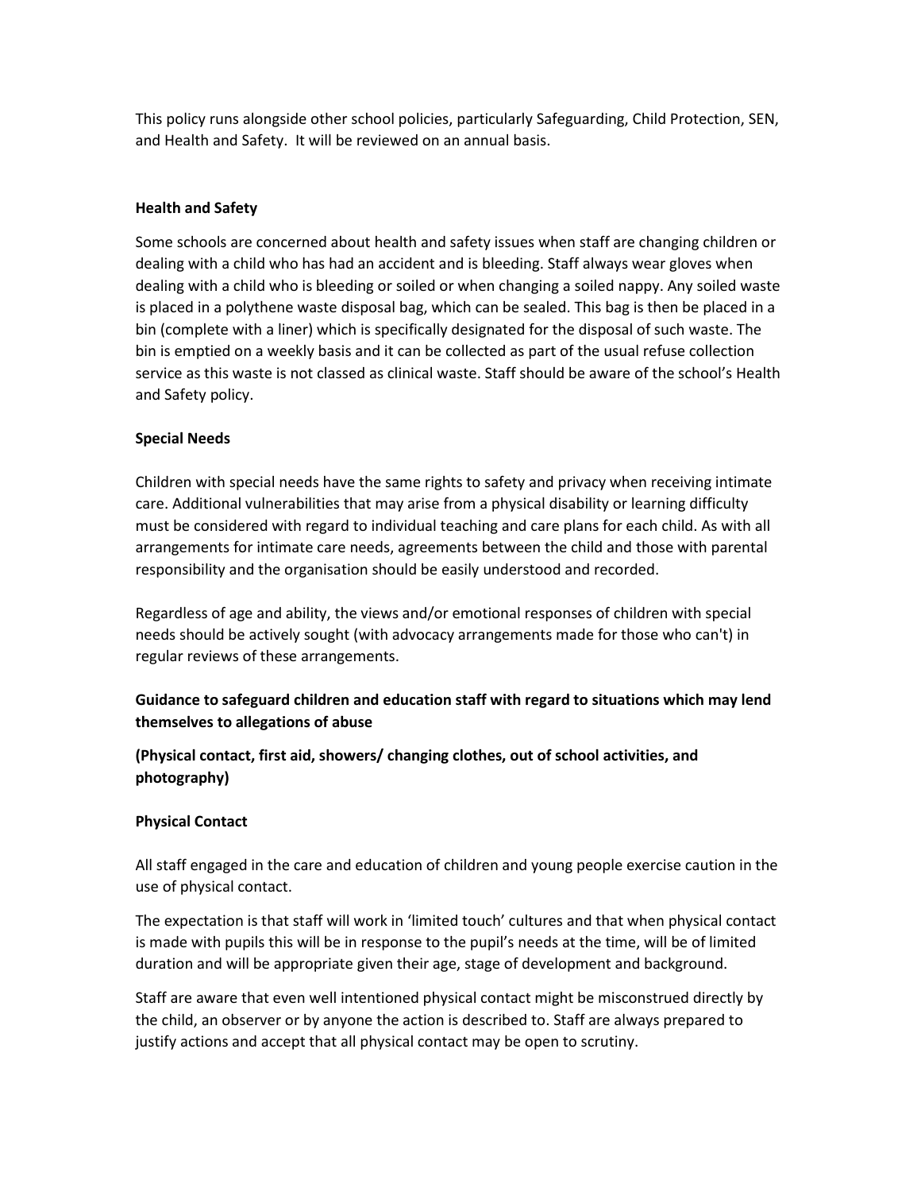This policy runs alongside other school policies, particularly Safeguarding, Child Protection, SEN, and Health and Safety. It will be reviewed on an annual basis.

**Health and Safety**

Some schools are concerned about health and safety issues when staff are changing children or dealing with a child who has had an accident and is bleeding. Staff always wear gloves when dealing with a child who is bleeding or soiled or when changing a soiled nappy. Any soiled waste is placed in a polythene waste disposal bag, which can be sealed. This bag is then be placed in a bin (complete with a liner) which is specifically designated for the disposal of such waste. The bin is emptied on a weekly basis and it can be collected as part of the usual refuse collection service as this waste is not classed as clinical waste. Staff should be aware of the school's Health and Safety policy.

**Special Needs**

Children with special needs have the same rights to safety and privacy when receiving intimate care. Additional vulnerabilities that may arise from a physical disability or learning difficulty must be considered with regard to individual teaching and care plans for each child. As with all arrangements for intimate care needs, agreements between the child and those with parental responsibility and the organisation should be easily understood and recorded.

Regardless of age and ability, the views and/or emotional responses of children with special needs should be actively sought (with advocacy arrangements made for those who can't) in regular reviews of these arrangements.

**Guidance to safeguard children and education staff with regard to situations which may lend themselves to allegations of abuse**

**(Physical contact, first aid, showers/ changing clothes, out of school activities, and photography)**

**Physical Contact**

All staff engaged in the care and education of children and young people exercise caution in the use of physical contact.

The expectation is that staff will work in 'limited touch' cultures and that when physical contact is made with pupils this will be in response to the pupil's needs at the time, will be of limited duration and will be appropriate given their age, stage of development and background.

Staff are aware that even well intentioned physical contact might be misconstrued directly by the child, an observer or by anyone the action is described to. Staff are always prepared to justify actions and accept that all physical contact may be open to scrutiny.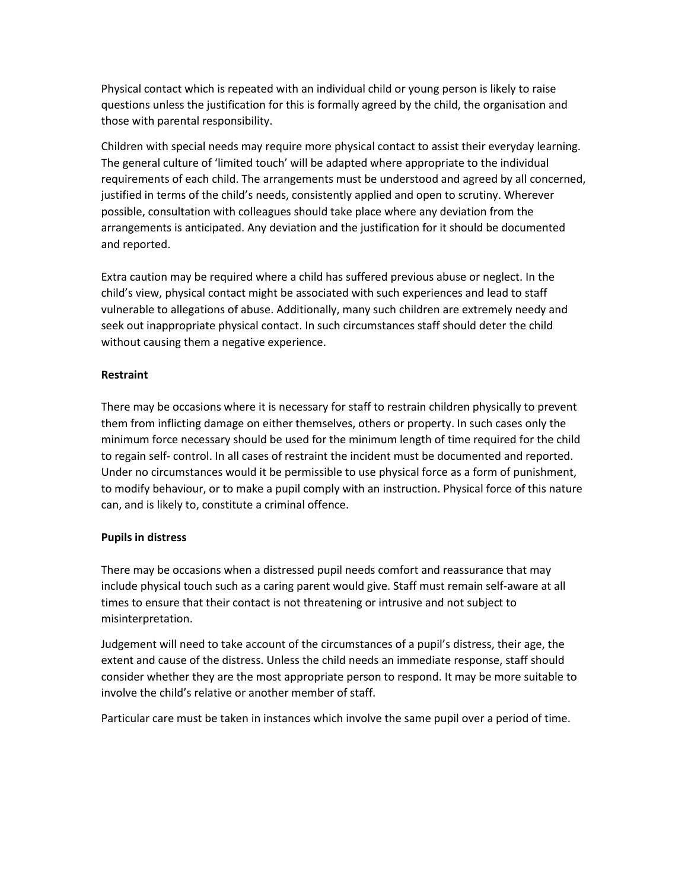Physical contact which is repeated with an individual child or young person is likely to raise questions unless the justification for this is formally agreed by the child, the organisation and those with parental responsibility.

Children with special needs may require more physical contact to assist their everyday learning. The general culture of 'limited touch' will be adapted where appropriate to the individual requirements of each child. The arrangements must be understood and agreed by all concerned, justified in terms of the child's needs, consistently applied and open to scrutiny. Wherever possible, consultation with colleagues should take place where any deviation from the arrangements is anticipated. Any deviation and the justification for it should be documented and reported.

Extra caution may be required where a child has suffered previous abuse or neglect. In the child's view, physical contact might be associated with such experiences and lead to staff vulnerable to allegations of abuse. Additionally, many such children are extremely needy and seek out inappropriate physical contact. In such circumstances staff should deter the child without causing them a negative experience.

**Restraint**

There may be occasions where it is necessary for staff to restrain children physically to prevent them from inflicting damage on either themselves, others or property. In such cases only the minimum force necessary should be used for the minimum length of time required for the child to regain self- control. In all cases of restraint the incident must be documented and reported. Under no circumstances would it be permissible to use physical force as a form of punishment, to modify behaviour, or to make a pupil comply with an instruction. Physical force of this nature can, and is likely to, constitute a criminal offence.

**Pupils in distress**

There may be occasions when a distressed pupil needs comfort and reassurance that may include physical touch such as a caring parent would give. Staff must remain self-aware at all times to ensure that their contact is not threatening or intrusive and not subject to misinterpretation.

Judgement will need to take account of the circumstances of a pupil's distress, their age, the extent and cause of the distress. Unless the child needs an immediate response, staff should consider whether they are the most appropriate person to respond. It may be more suitable to involve the child's relative or another member of staff.

Particular care must be taken in instances which involve the same pupil over a period of time.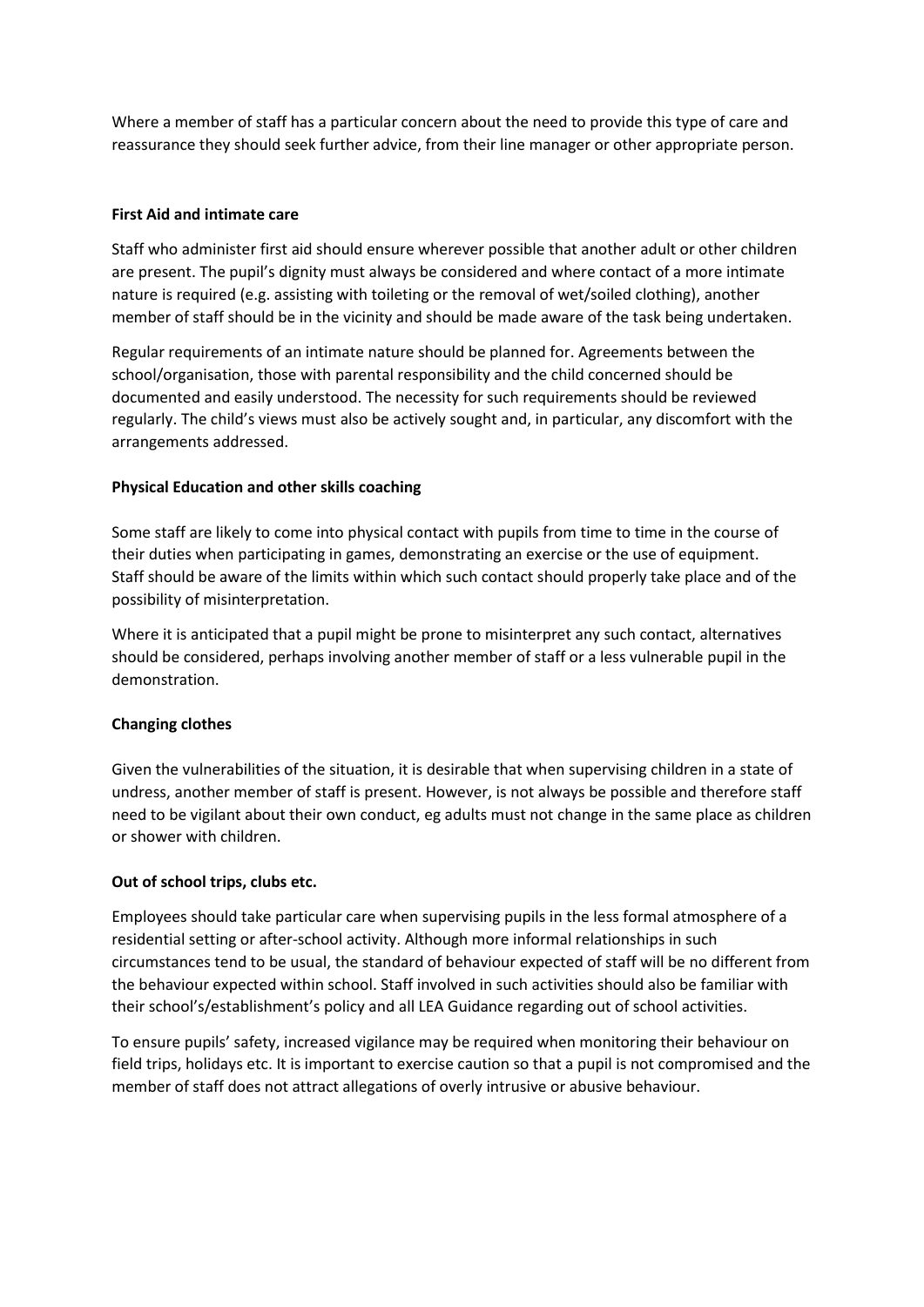Where a member of staff has a particular concern about the need to provide this type of care and reassurance they should seek further advice, from their line manager or other appropriate person.

**First Aid and intimate care**

Staff who administer first aid should ensure wherever possible that another adult or other children are present. The pupil's dignity must always be considered and where contact of a more intimate nature is required (e.g. assisting with toileting or the removal of wet/soiled clothing), another member of staff should be in the vicinity and should be made aware of the task being undertaken.

Regular requirements of an intimate nature should be planned for. Agreements between the school/organisation, those with parental responsibility and the child concerned should be documented and easily understood. The necessity for such requirements should be reviewed regularly. The child's views must also be actively sought and, in particular, any discomfort with the arrangements addressed.

**Physical Education and other skills coaching**

Some staff are likely to come into physical contact with pupils from time to time in the course of their duties when participating in games, demonstrating an exercise or the use of equipment. Staff should be aware of the limits within which such contact should properly take place and of the possibility of misinterpretation.

Where it is anticipated that a pupil might be prone to misinterpret any such contact, alternatives should be considered, perhaps involving another member of staff or a less vulnerable pupil in the demonstration.

**Changing clothes**

Given the vulnerabilities of the situation, it is desirable that when supervising children in a state of undress, another member of staff is present. However, is not always be possible and therefore staff need to be vigilant about their own conduct, eg adults must not change in the same place as children or shower with children.

**Out of school trips, clubs etc.**

Employees should take particular care when supervising pupils in the less formal atmosphere of a residential setting or after-school activity. Although more informal relationships in such circumstances tend to be usual, the standard of behaviour expected of staff will be no different from the behaviour expected within school. Staff involved in such activities should also be familiar with their school's/establishment's policy and all LEA Guidance regarding out of school activities.

To ensure pupils' safety, increased vigilance may be required when monitoring their behaviour on field trips, holidays etc. It is important to exercise caution so that a pupil is not compromised and the member of staff does not attract allegations of overly intrusive or abusive behaviour.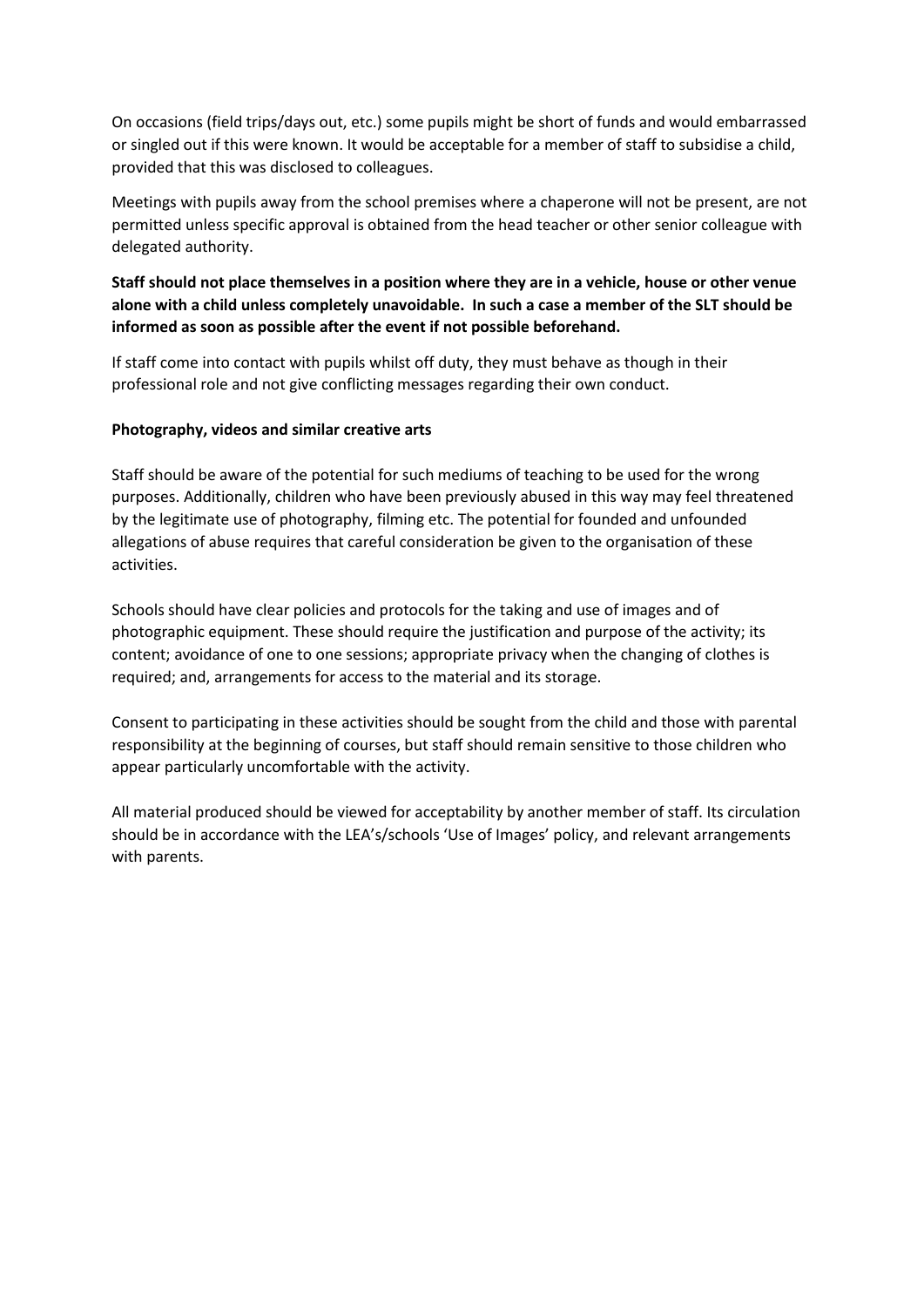On occasions (field trips/days out, etc.) some pupils might be short of funds and would embarrassed or singled out if this were known. It would be acceptable for a member of staff to subsidise a child, provided that this was disclosed to colleagues.

Meetings with pupils away from the school premises where a chaperone will not be present, are not permitted unless specific approval is obtained from the head teacher or other senior colleague with delegated authority.

**Staff should not place themselves in a position where they are in a vehicle, house or other venue alone with a child unless completely unavoidable. In such a case a member of the SLT should be informed as soon as possible after the event if not possible beforehand.**

If staff come into contact with pupils whilst off duty, they must behave as though in their professional role and not give conflicting messages regarding their own conduct.

**Photography, videos and similar creative arts**

Staff should be aware of the potential for such mediums of teaching to be used for the wrong purposes. Additionally, children who have been previously abused in this way may feel threatened by the legitimate use of photography, filming etc. The potential for founded and unfounded allegations of abuse requires that careful consideration be given to the organisation of these activities.

Schools should have clear policies and protocols for the taking and use of images and of photographic equipment. These should require the justification and purpose of the activity; its content; avoidance of one to one sessions; appropriate privacy when the changing of clothes is required; and, arrangements for access to the material and its storage.

Consent to participating in these activities should be sought from the child and those with parental responsibility at the beginning of courses, but staff should remain sensitive to those children who appear particularly uncomfortable with the activity.

All material produced should be viewed for acceptability by another member of staff. Its circulation should be in accordance with the LEA's/schools 'Use of Images' policy, and relevant arrangements with parents.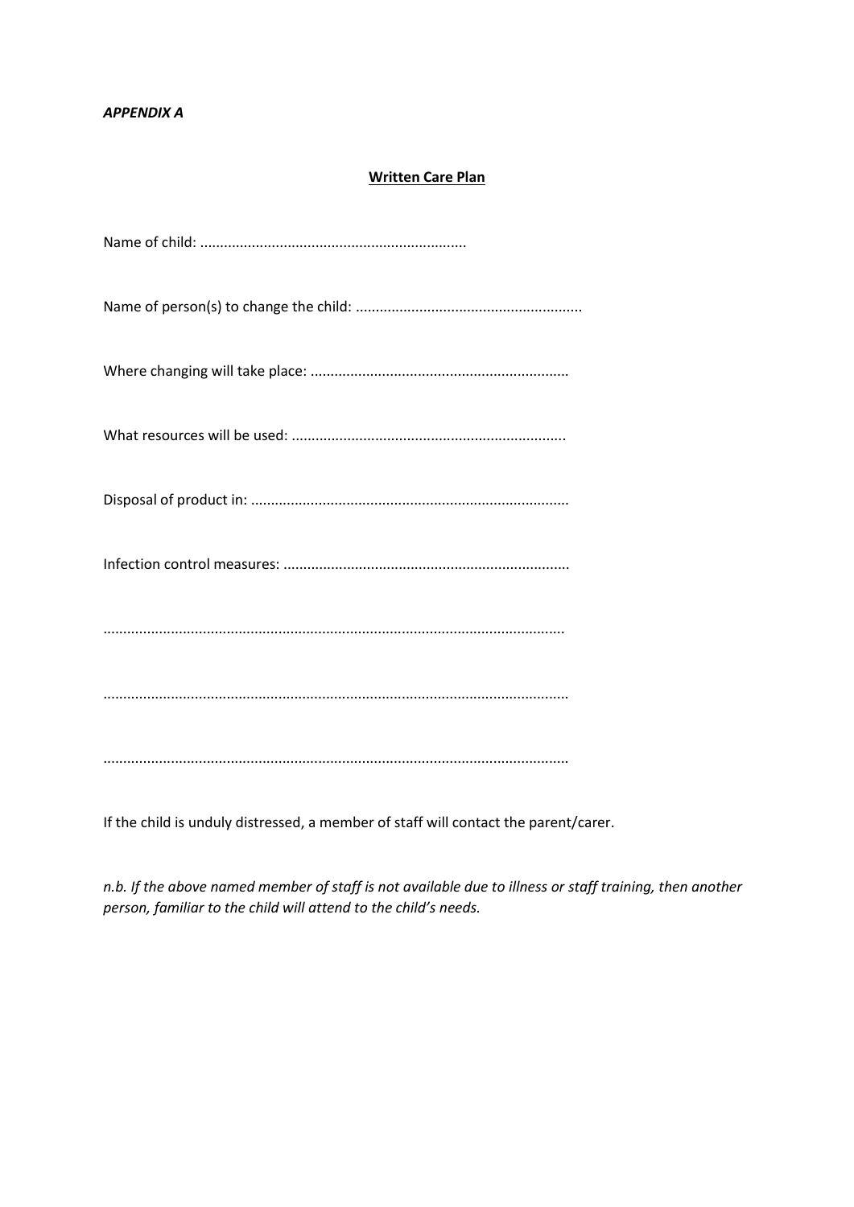***APPENDIX A***

**Written Care Plan**

Name of child: ...................................................................

Name of person(s) to change the child: .........................................................

Where changing will take place: .................................................................

What resources will be used: .....................................................................

Disposal of product in: ...............................................................................

Infection control measures: .......................................................................

...................................................................................................................

...................................................................................................................

...................................................................................................................

If the child is unduly distressed, a member of staff will contact the parent/carer.

*n.b. If the above named member of staff is not available due to illness or staff training, then another person, familiar to the child will attend to the child's needs.*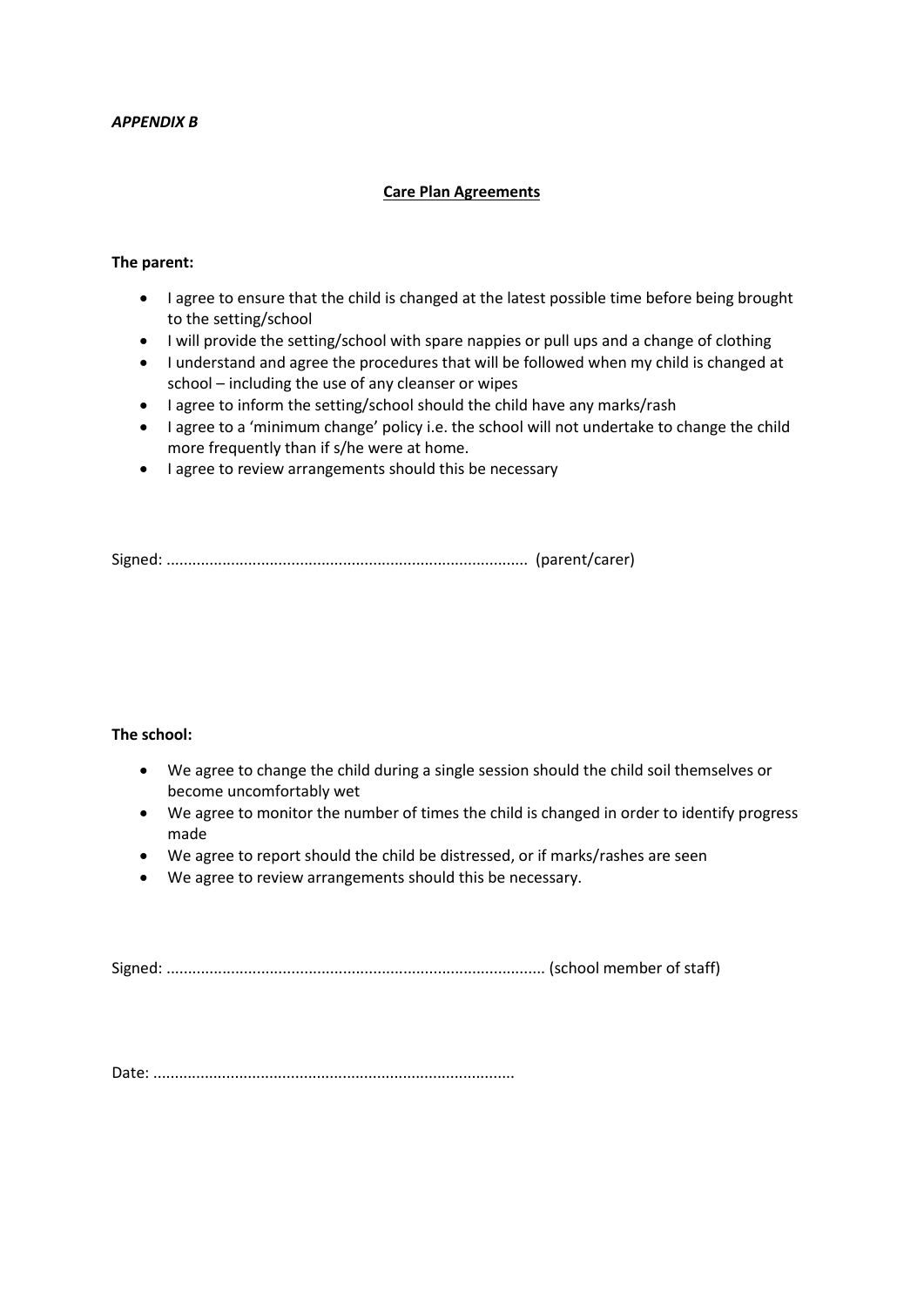*APPENDIX B*

## Care Plan Agreements

**The parent:**

- I agree to ensure that the child is changed at the latest possible time before being brought to the setting/school
- I will provide the setting/school with spare nappies or pull ups and a change of clothing
- I understand and agree the procedures that will be followed when my child is changed at school – including the use of any cleanser or wipes
- I agree to inform the setting/school should the child have any marks/rash
- I agree to a 'minimum change' policy i.e. the school will not undertake to change the child more frequently than if s/he were at home.
- I agree to review arrangements should this be necessary

Signed: .................................................................................. (parent/carer)

**The school:**

- We agree to change the child during a single session should the child soil themselves or become uncomfortably wet
- We agree to monitor the number of times the child is changed in order to identify progress made
- We agree to report should the child be distressed, or if marks/rashes are seen
- We agree to review arrangements should this be necessary.

Signed: ...................................................................................... (school member of staff)

Date: ...................................................................................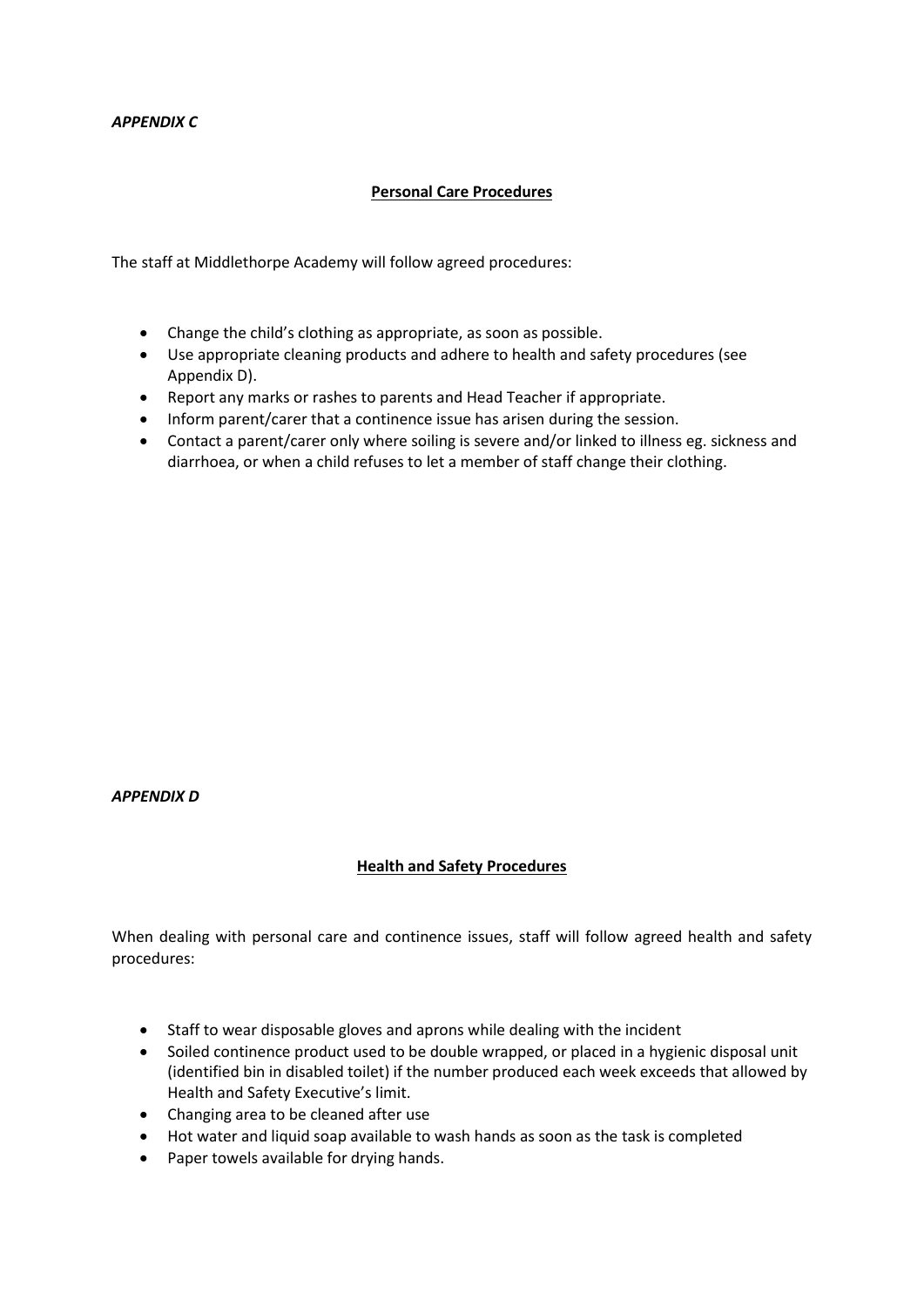*APPENDIX C*

## Personal Care Procedures

The staff at Middlethorpe Academy will follow agreed procedures:

- Change the child's clothing as appropriate, as soon as possible.
- Use appropriate cleaning products and adhere to health and safety procedures (see Appendix D).
- Report any marks or rashes to parents and Head Teacher if appropriate.
- Inform parent/carer that a continence issue has arisen during the session.
- Contact a parent/carer only where soiling is severe and/or linked to illness eg. sickness and diarrhoea, or when a child refuses to let a member of staff change their clothing.

*APPENDIX D*

## Health and Safety Procedures

When dealing with personal care and continence issues, staff will follow agreed health and safety procedures:

- Staff to wear disposable gloves and aprons while dealing with the incident
- Soiled continence product used to be double wrapped, or placed in a hygienic disposal unit (identified bin in disabled toilet) if the number produced each week exceeds that allowed by Health and Safety Executive's limit.
- Changing area to be cleaned after use
- Hot water and liquid soap available to wash hands as soon as the task is completed
- Paper towels available for drying hands.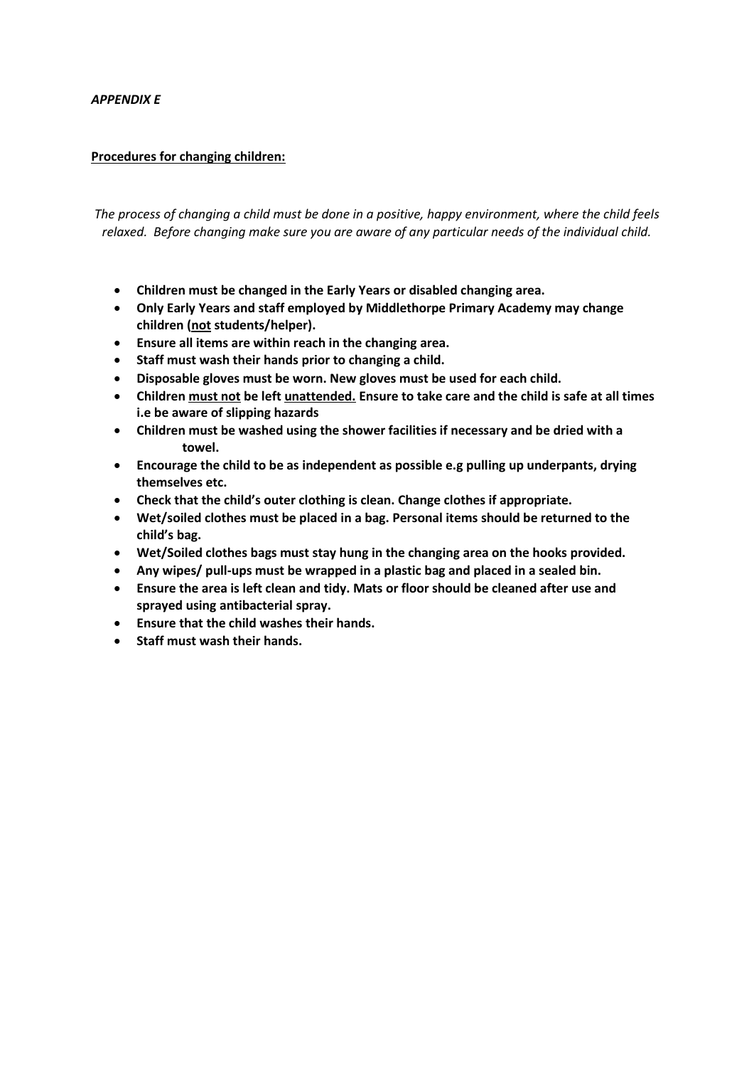*APPENDIX E*

**Procedures for changing children:**

*The process of changing a child must be done in a positive, happy environment, where the child feels relaxed. Before changing make sure you are aware of any particular needs of the individual child.*

- **Children must be changed in the Early Years or disabled changing area.**
- **Only Early Years and staff employed by Middlethorpe Primary Academy may change children (<u>not</u> students/helper).**
- **Ensure all items are within reach in the changing area.**
- **Staff must wash their hands prior to changing a child.**
- **Disposable gloves must be worn. New gloves must be used for each child.**
- **Children <u>must not</u> be left <u>unattended.</u> Ensure to take care and the child is safe at all times i.e be aware of slipping hazards**
- **Children must be washed using the shower facilities if necessary and be dried with a towel.**
- **Encourage the child to be as independent as possible e.g pulling up underpants, drying themselves etc.**
- **Check that the child's outer clothing is clean. Change clothes if appropriate.**
- **Wet/soiled clothes must be placed in a bag. Personal items should be returned to the child's bag.**
- **Wet/Soiled clothes bags must stay hung in the changing area on the hooks provided.**
- **Any wipes/ pull-ups must be wrapped in a plastic bag and placed in a sealed bin.**
- **Ensure the area is left clean and tidy. Mats or floor should be cleaned after use and sprayed using antibacterial spray.**
- **Ensure that the child washes their hands.**
- **Staff must wash their hands.**